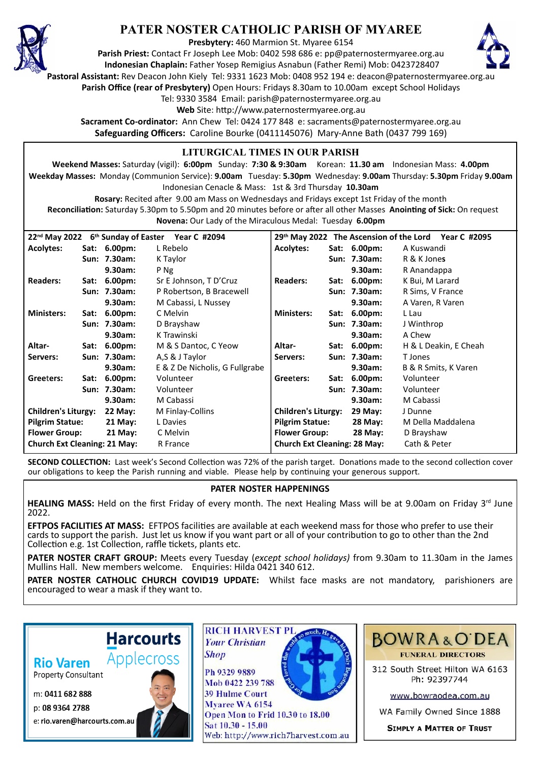# PATER NOSTER CATHOLIC PARISH OF MYAREE

**Presbytery:** 460 Marmion St. Myaree 6154

**Parish Priest:** Contact Fr Joseph Lee Mob: 0402 598 686 e: pp@paternostermyaree.org.au

**Indonesian Chaplain:** Father Yosep Remigius Asnabun (Father Remi) Mob: 0423728407

**Pastoral Assistant:** Rev Deacon John Kiely Tel: 9331 1623 Mob: 0408 952 194 e: deacon@paternostermyaree.org.au

**Parish Office (rear of Presbytery)** Open Hours: Fridays 8.30am to 10.00am except School Holidays

Tel: 9330 3584 Email: parish@paternostermyaree.org.au

**Web** Site: http://www.paternostermyaree.org.au

**Sacrament Co-ordinator:** Ann Chew Tel: 0424 177 848 e: sacraments@paternostermyaree.org.au

**Safeguarding Officers:** Caroline Bourke (0411145076) Mary-Anne Bath (0437 799 169)

## LITURGICAL TIMES IN OUR PARISH

**Weekend Masses:** Saturday (vigil): **6:00pm** Sunday: **7:30 & 9:30am** Korean: **11.30 am** Indonesian Mass: **4.00pm**

**Weekday Masses:** Monday (Communion Service): **9.00am** Tuesday: **5.30pm** Wednesday: **9.00am** Thursday: **5.30pm** Friday **9.00am**

Indonesian Cenacle & Mass: 1st & 3rd Thursday **10.30am**

**Rosary:** Recited after 9.00 am Mass on Wednesdays and Fridays except 1st Friday of the month

**Reconciliation:** Saturday 5.30pm to 5.50pm and 20 minutes before or after all other Masses **Anointing of Sick:** On request

**Novena:** Our Lady of the Miraculous Medal: Tuesday **6.00pm**

| **22nd May 2022 6th Sunday of Easter Year C #2094** | | | | **29th May 2022 The Ascension of the Lord Year C #2095** | | | |
|---|---|---|---|---|---|---|---|
| **Acolytes:** | **Sat:** | **6.00pm:** | L Rebelo | **Acolytes:** | **Sat:** | **6.00pm:** | A Kuswandi |
| | **Sun:** | **7.30am:** | K Taylor | | **Sun:** | **7.30am:** | R & K Jones |
| | | **9.30am:** | P Ng | | | **9.30am:** | R Anandappa |
| **Readers:** | **Sat:** | **6.00pm:** | Sr E Johnson, T D'Cruz | **Readers:** | **Sat:** | **6.00pm:** | K Bui, M Larard |
| | **Sun:** | **7.30am:** | P Robertson, B Bracewell | | **Sun:** | **7.30am:** | R Sims, V France |
| | | **9.30am:** | M Cabassi, L Nussey | | | **9.30am:** | A Varen, R Varen |
| **Ministers:** | **Sat:** | **6.00pm:** | C Melvin | **Ministers:** | **Sat:** | **6.00pm:** | L Lau |
| | **Sun:** | **7.30am:** | D Brayshaw | | **Sun:** | **7.30am:** | J Winthrop |
| | | **9.30am:** | K Trawinski | | | **9.30am:** | A Chew |
| **Altar-** | **Sat:** | **6.00pm:** | M & S Dantoc, C Yeow | **Altar-** | **Sat:** | **6.00pm:** | H & L Deakin, E Cheah |
| **Servers:** | **Sun:** | **7.30am:** | A,S & J Taylor | **Servers:** | **Sun:** | **7.30am:** | T Jones |
| | | **9.30am:** | E & Z De Nicholis, G Fullgrabe | | | **9.30am:** | B & R Smits, K Varen |
| **Greeters:** | **Sat:** | **6.00pm:** | Volunteer | **Greeters:** | **Sat:** | **6.00pm:** | Volunteer |
| | **Sun:** | **7.30am:** | Volunteer | | **Sun:** | **7.30am:** | Volunteer |
| | | **9.30am:** | M Cabassi | | | **9.30am:** | M Cabassi |
| **Children's Liturgy:** | | **22 May:** | M Finlay-Collins | **Children's Liturgy:** | | **29 May:** | J Dunne |
| **Pilgrim Statue:** | | **21 May:** | L Davies | **Pilgrim Statue:** | | **28 May:** | M Della Maddalena |
| **Flower Group:** | | **21 May:** | C Melvin | **Flower Group:** | | **28 May:** | D Brayshaw |
| **Church Ext Cleaning: 21 May:** | | | R France | **Church Ext Cleaning: 28 May:** | | | Cath & Peter |

**SECOND COLLECTION:** Last week's Second Collection was 72% of the parish target. Donations made to the second collection cover our obligations to keep the Parish running and viable. Please help by continuing your generous support.

## PATER NOSTER HAPPENINGS

**HEALING MASS:** Held on the first Friday of every month. The next Healing Mass will be at 9.00am on Friday 3rd June 2022.

**EFTPOS FACILITIES AT MASS:** EFTPOS facilities are available at each weekend mass for those who prefer to use their cards to support the parish. Just let us know if you want part or all of your contribution to go to other than the 2nd Collection e.g. 1st Collection, raffle tickets, plants etc.

**PATER NOSTER CRAFT GROUP:** Meets every Tuesday (*except school holidays)* from 9.30am to 11.30am in the James Mullins Hall. New members welcome. Enquiries: Hilda 0421 340 612.

**PATER NOSTER CATHOLIC CHURCH COVID19 UPDATE:** Whilst face masks are not mandatory, parishioners are encouraged to wear a mask if they want to.

---

**Harcourts Applecross**
**Rio Varen**
Property Consultant
m: **0411 682 888**
p: **08 9364 2788**
e: **rio.varen@harcourts.com.au**

**RICH HARVEST PL**
*Your Christian Shop*
Ph 9329 9889
Mob 0422 239 788
39 Hulme Court
Myaree WA 6154
Open Mon to Frid 10.30 to 18.00
Sat 10.30 - 15.00
Web: http://www.rich7harvest.com.au

**BOWRA & O'DEA**
FUNERAL DIRECTORS
312 South Street Hilton WA 6163
Ph: 92397744
www.bowraodea.com.au
WA Family Owned Since 1888
**SIMPLY A MATTER OF TRUST**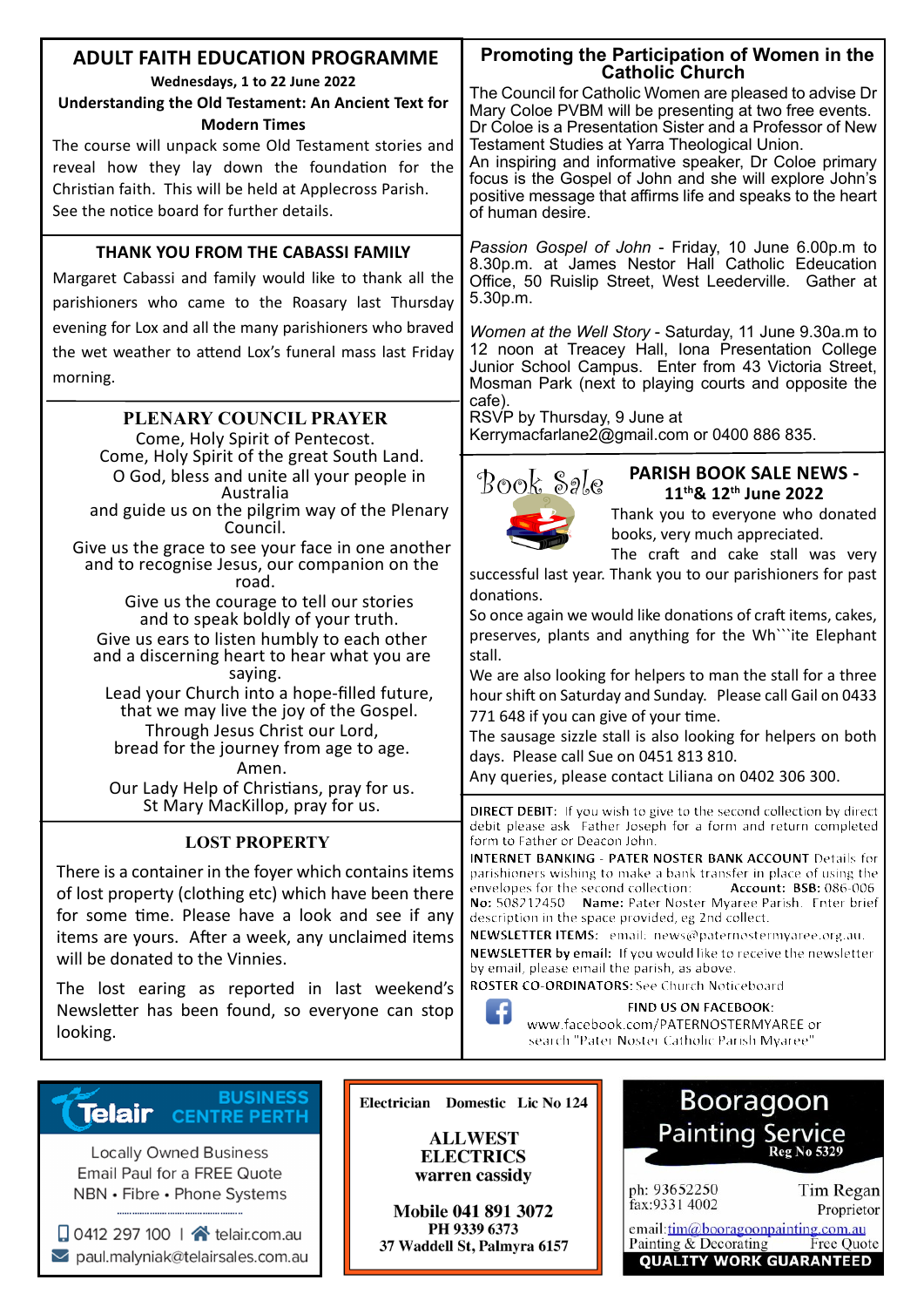## ADULT FAITH EDUCATION PROGRAMME

**Wednesdays, 1 to 22 June 2022**

**Understanding the Old Testament: An Ancient Text for Modern Times**

The course will unpack some Old Testament stories and reveal how they lay down the foundation for the Christian faith. This will be held at Applecross Parish. See the notice board for further details.

## THANK YOU FROM THE CABASSI FAMILY

Margaret Cabassi and family would like to thank all the parishioners who came to the Roasary last Thursday evening for Lox and all the many parishioners who braved the wet weather to attend Lox's funeral mass last Friday morning.

## PLENARY COUNCIL PRAYER

Come, Holy Spirit of Pentecost.
Come, Holy Spirit of the great South Land.
O God, bless and unite all your people in Australia
and guide us on the pilgrim way of the Plenary Council.
Give us the grace to see your face in one another
and to recognise Jesus, our companion on the road.
Give us the courage to tell our stories
and to speak boldly of your truth.
Give us ears to listen humbly to each other
and a discerning heart to hear what you are saying.
Lead your Church into a hope-filled future,
that we may live the joy of the Gospel.
Through Jesus Christ our Lord,
bread for the journey from age to age.
Amen.
Our Lady Help of Christians, pray for us.
St Mary MacKillop, pray for us.

## LOST PROPERTY

There is a container in the foyer which contains items of lost property (clothing etc) which have been there for some time. Please have a look and see if any items are yours. After a week, any unclaimed items will be donated to the Vinnies.

The lost earing as reported in last weekend's Newsletter has been found, so everyone can stop looking.

## Promoting the Participation of Women in the Catholic Church

The Council for Catholic Women are pleased to advise Dr Mary Coloe PVBM will be presenting at two free events. Dr Coloe is a Presentation Sister and a Professor of New Testament Studies at Yarra Theological Union.
An inspiring and informative speaker, Dr Coloe primary focus is the Gospel of John and she will explore John's positive message that affirms life and speaks to the heart of human desire.

*Passion Gospel of John* - Friday, 10 June 6.00p.m to 8.30p.m. at James Nestor Hall Catholic Edeucation Office, 50 Ruislip Street, West Leederville. Gather at 5.30p.m.

*Women at the Well Story* - Saturday, 11 June 9.30a.m to 12 noon at Treacey Hall, Iona Presentation College Junior School Campus. Enter from 43 Victoria Street, Mosman Park (next to playing courts and opposite the cafe).
RSVP by Thursday, 9 June at Kerrymacfarlane2@gmail.com or 0400 886 835.

## Book Sale

## PARISH BOOK SALE NEWS - 11th& 12th June 2022

Thank you to everyone who donated books, very much appreciated.

The craft and cake stall was very successful last year. Thank you to our parishioners for past donations.

So once again we would like donations of craft items, cakes, preserves, plants and anything for the Wh```ite Elephant stall.

We are also looking for helpers to man the stall for a three hour shift on Saturday and Sunday. Please call Gail on 0433 771 648 if you can give of your time.

The sausage sizzle stall is also looking for helpers on both days. Please call Sue on 0451 813 810.

Any queries, please contact Liliana on 0402 306 300.

**DIRECT DEBIT**: If you wish to give to the second collection by direct debit please ask Father Joseph for a form and return completed form to Father or Deacon John.

**INTERNET BANKING - PATER NOSTER BANK ACCOUNT** Details for parishioners wishing to make a bank transfer in place of using the envelopes for the second collection: **Account: BSB:** 086-006 **No:** 508212450 **Name:** Pater Noster Myaree Parish. Enter brief description in the space provided, eg 2nd collect.

**NEWSLETTER ITEMS**: email: news@paternostermyaree.org.au.

**NEWSLETTER by email**: If you would like to receive the newsletter by email, please email the parish, as above.

**ROSTER CO-ORDINATORS**: See Church Noticeboard

**FIND US ON FACEBOOK:**
www.facebook.com/PATERNOSTERMYAREE or search "Pater Noster Catholic Parish Myaree"

---

**Telair BUSINESS CENTRE PERTH**

Locally Owned Business
Email Paul for a FREE Quote
NBN • Fibre • Phone Systems

0412 297 100 | telair.com.au
paul.malyniak@telairsales.com.au

---

**Electrician Domestic Lic No 124**

**ALLWEST ELECTRICS**
**warren cassidy**

**Mobile 041 891 3072**
**PH 9339 6373**
**37 Waddell St, Palmyra 6157**

---

**Booragoon Painting Service**
**Reg No 5329**

ph: 93652250
fax:9331 4002

Tim Regan
Proprietor

email: tim@booragoonpainting.com.au
Painting & Decorating Free Quote

**QUALITY WORK GUARANTEED**